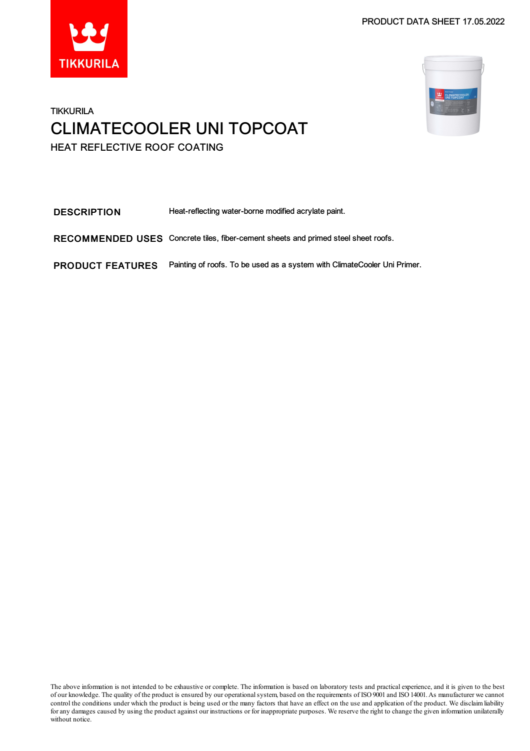PRODUCT DATA SHEET 17.05.2022

TIKKURILA

# CLIMATECOOLER UNI TOPCOAT

## HEAT REFLECTIVE ROOF COATING

| | |
|---|---|
| **DESCRIPTION** | Heat-reflecting water-borne modified acrylate paint. |
| **RECOMMENDED USES** | Concrete tiles, fiber-cement sheets and primed steel sheet roofs. |
| **PRODUCT FEATURES** | Painting of roofs. To be used as a system with ClimateCooler Uni Primer. |

The above information is not intended to be exhaustive or complete. The information is based on laboratory tests and practical experience, and it is given to the best of our knowledge. The quality of the product is ensured by our operational system, based on the requirements of ISO 9001 and ISO 14001. As manufacturer we cannot control the conditions under which the product is being used or the many factors that have an effect on the use and application of the product. We disclaim liability for any damages caused by using the product against our instructions or for inappropriate purposes. We reserve the right to change the given information unilaterally without notice.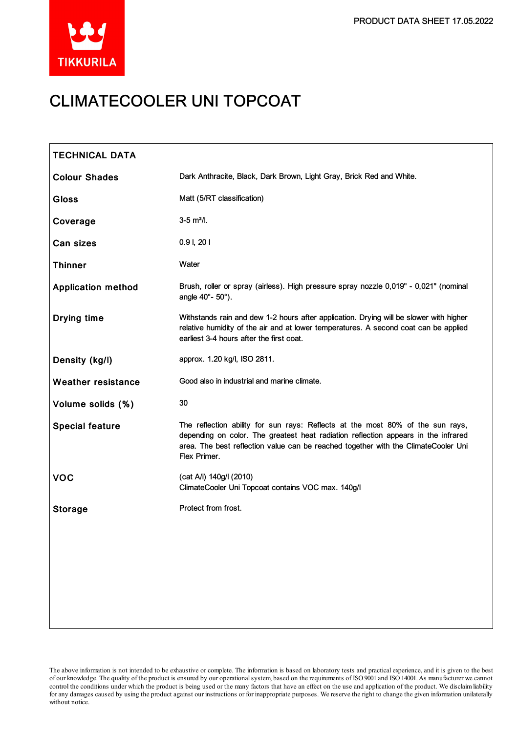# CLIMATECOOLER UNI TOPCOAT

PRODUCT DATA SHEET 17.05.2022

| TECHNICAL DATA | |
|---|---|
| **Colour Shades** | Dark Anthracite, Black, Dark Brown, Light Gray, Brick Red and White. |
| **Gloss** | Matt (5/RT classification) |
| **Coverage** | 3-5 m²/l. |
| **Can sizes** | 0.9 l, 20 l |
| **Thinner** | Water |
| **Application method** | Brush, roller or spray (airless). High pressure spray nozzle 0,019" - 0,021" (nominal angle 40°- 50°). |
| **Drying time** | Withstands rain and dew 1-2 hours after application. Drying will be slower with higher relative humidity of the air and at lower temperatures. A second coat can be applied earliest 3-4 hours after the first coat. |
| **Density (kg/l)** | approx. 1.20 kg/l, ISO 2811. |
| **Weather resistance** | Good also in industrial and marine climate. |
| **Volume solids (%)** | 30 |
| **Special feature** | The reflection ability for sun rays: Reflects at the most 80% of the sun rays, depending on color. The greatest heat radiation reflection appears in the infrared area. The best reflection value can be reached together with the ClimateCooler Uni Flex Primer. |
| **VOC** | (cat A/i) 140g/l (2010)<br>ClimateCooler Uni Topcoat contains VOC max. 140g/l |
| **Storage** | Protect from frost. |

The above information is not intended to be exhaustive or complete. The information is based on laboratory tests and practical experience, and it is given to the best of our knowledge. The quality of the product is ensured by our operational system, based on the requirements of ISO 9001 and ISO 14001. As manufacturer we cannot control the conditions under which the product is being used or the many factors that have an effect on the use and application of the product. We disclaim liability for any damages caused by using the product against our instructions or for inappropriate purposes. We reserve the right to change the given information unilaterally without notice.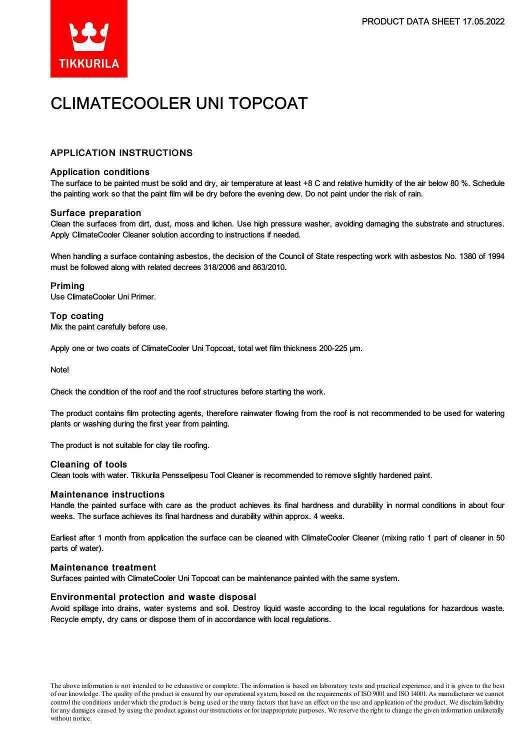# CLIMATECOOLER UNI TOPCOAT

## APPLICATION INSTRUCTIONS

### Application conditions

The surface to be painted must be solid and dry, air temperature at least +8 C and relative humidity of the air below 80 %. Schedule the painting work so that the paint film will be dry before the evening dew. Do not paint under the risk of rain.

### Surface preparation

Clean the surfaces from dirt, dust, moss and lichen. Use high pressure washer, avoiding damaging the substrate and structures. Apply ClimateCooler Cleaner solution according to instructions if needed.

When handling a surface containing asbestos, the decision of the Council of State respecting work with asbestos No. 1380 of 1994 must be followed along with related decrees 318/2006 and 863/2010.

### Priming

Use ClimateCooler Uni Primer.

### Top coating

Mix the paint carefully before use.

Apply one or two coats of ClimateCooler Uni Topcoat, total wet film thickness 200-225 µm.

Note!

Check the condition of the roof and the roof structures before starting the work.

The product contains film protecting agents, therefore rainwater flowing from the roof is not recommended to be used for watering plants or washing during the first year from painting.

The product is not suitable for clay tile roofing.

### Cleaning of tools

Clean tools with water. Tikkurila Pensselipesu Tool Cleaner is recommended to remove slightly hardened paint.

### Maintenance instructions

Handle the painted surface with care as the product achieves its final hardness and durability in normal conditions in about four weeks. The surface achieves its final hardness and durability within approx. 4 weeks.

Earliest after 1 month from application the surface can be cleaned with ClimateCooler Cleaner (mixing ratio 1 part of cleaner in 50 parts of water).

### Maintenance treatment

Surfaces painted with ClimateCooler Uni Topcoat can be maintenance painted with the same system.

### Environmental protection and waste disposal

Avoid spillage into drains, water systems and soil. Destroy liquid waste according to the local regulations for hazardous waste. Recycle empty, dry cans or dispose them of in accordance with local regulations.

The above information is not intended to be exhaustive or complete. The information is based on laboratory tests and practical experience, and it is given to the best of our knowledge. The quality of the product is ensured by our operational system, based on the requirements of ISO 9001 and ISO 14001. As manufacturer we cannot control the conditions under which the product is being used or the many factors that have an effect on the use and application of the product. We disclaim liability for any damages caused by using the product against our instructions or for inappropriate purposes. We reserve the right to change the given information unilaterally without notice.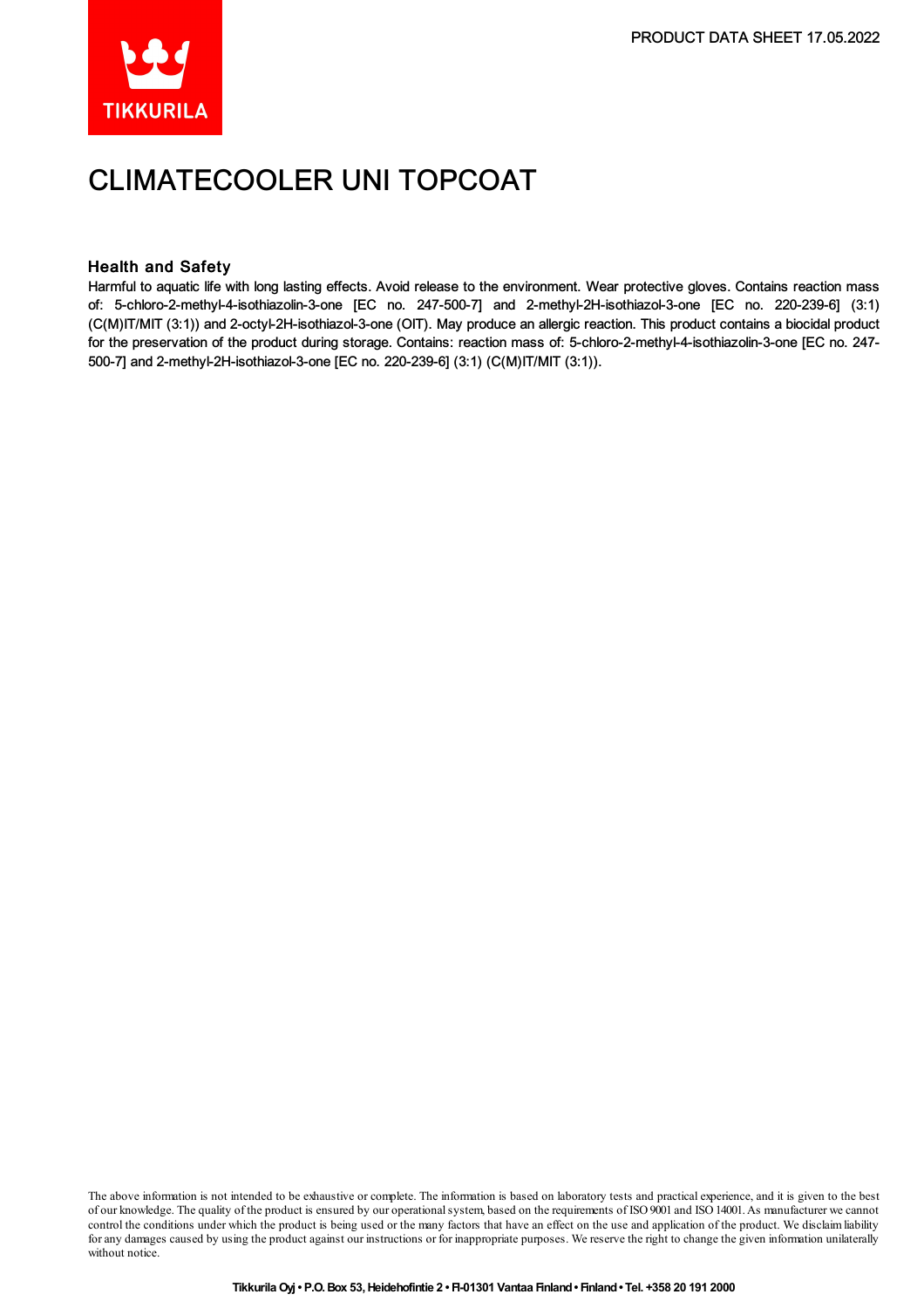# CLIMATECOOLER UNI TOPCOAT

### Health and Safety

Harmful to aquatic life with long lasting effects. Avoid release to the environment. Wear protective gloves. Contains reaction mass of: 5-chloro-2-methyl-4-isothiazolin-3-one [EC no. 247-500-7] and 2-methyl-2H-isothiazol-3-one [EC no. 220-239-6] (3:1) (C(M)IT/MIT (3:1)) and 2-octyl-2H-isothiazol-3-one (OIT). May produce an allergic reaction. This product contains a biocidal product for the preservation of the product during storage. Contains: reaction mass of: 5-chloro-2-methyl-4-isothiazolin-3-one [EC no. 247-500-7] and 2-methyl-2H-isothiazol-3-one [EC no. 220-239-6] (3:1) (C(M)IT/MIT (3:1)).

The above information is not intended to be exhaustive or complete. The information is based on laboratory tests and practical experience, and it is given to the best of our knowledge. The quality of the product is ensured by our operational system, based on the requirements of ISO 9001 and ISO 14001. As manufacturer we cannot control the conditions under which the product is being used or the many factors that have an effect on the use and application of the product. We disclaim liability for any damages caused by using the product against our instructions or for inappropriate purposes. We reserve the right to change the given information unilaterally without notice.

**Tikkurila Oyj • P.O. Box 53, Heidehofintie 2 • FI-01301 Vantaa Finland • Finland • Tel. +358 20 191 2000**